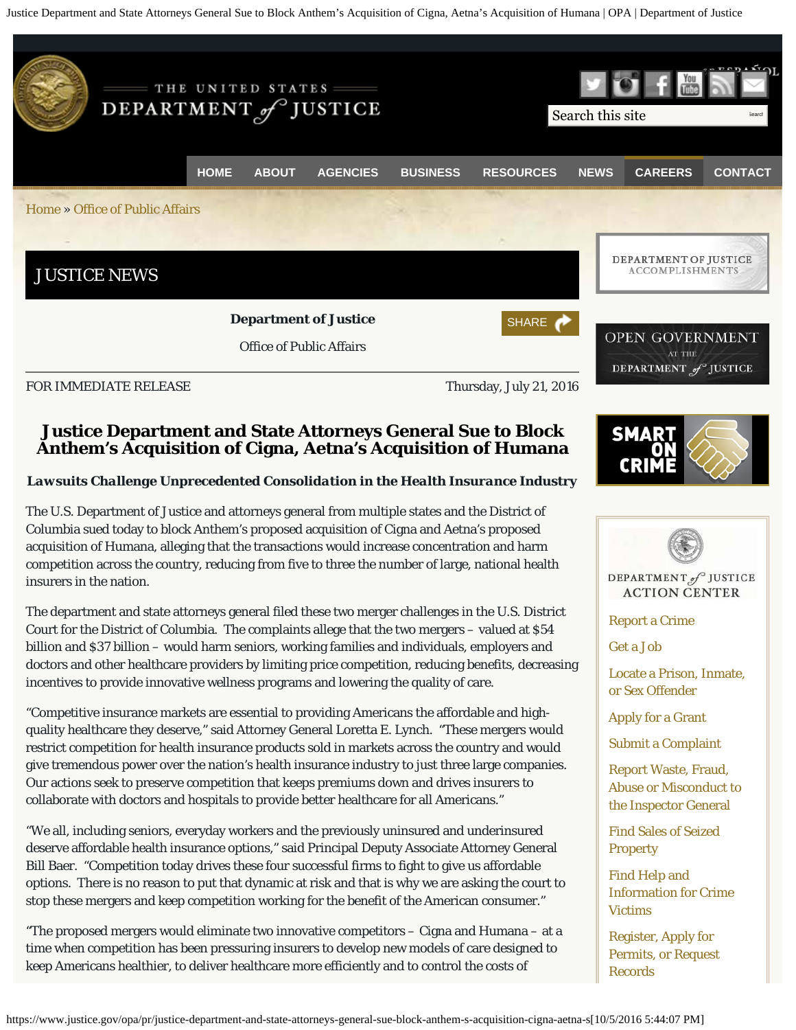Home » Office of Public Affairs

# JUSTICE NEWS

**Department of Justice**

Office of Public Affairs

FOR IMMEDIATE RELEASE — Thursday, July 21, 2016

## Justice Department and State Attorneys General Sue to Block Anthem's Acquisition of Cigna, Aetna's Acquisition of Humana

### *Lawsuits Challenge Unprecedented Consolidation in the Health Insurance Industry*

The U.S. Department of Justice and attorneys general from multiple states and the District of Columbia sued today to block Anthem's proposed acquisition of Cigna and Aetna's proposed acquisition of Humana, alleging that the transactions would increase concentration and harm competition across the country, reducing from five to three the number of large, national health insurers in the nation.

The department and state attorneys general filed these two merger challenges in the U.S. District Court for the District of Columbia. The complaints allege that the two mergers – valued at $54 billion and $37 billion – would harm seniors, working families and individuals, employers and doctors and other healthcare providers by limiting price competition, reducing benefits, decreasing incentives to provide innovative wellness programs and lowering the quality of care.

"Competitive insurance markets are essential to providing Americans the affordable and high-quality healthcare they deserve," said Attorney General Loretta E. Lynch. "These mergers would restrict competition for health insurance products sold in markets across the country and would give tremendous power over the nation's health insurance industry to just three large companies. Our actions seek to preserve competition that keeps premiums down and drives insurers to collaborate with doctors and hospitals to provide better healthcare for all Americans."

"We all, including seniors, everyday workers and the previously uninsured and underinsured deserve affordable health insurance options," said Principal Deputy Associate Attorney General Bill Baer. "Competition today drives these four successful firms to fight to give us affordable options. There is no reason to put that dynamic at risk and that is why we are asking the court to stop these mergers and keep competition working for the benefit of the American consumer."

"The proposed mergers would eliminate two innovative competitors – Cigna and Humana – at a time when competition has been pressuring insurers to develop new models of care designed to keep Americans healthier, to deliver healthcare more efficiently and to control the costs of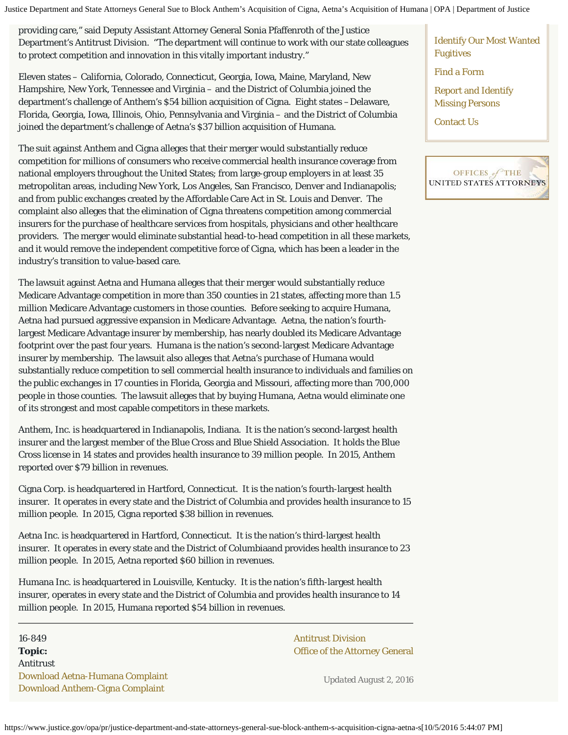providing care," said Deputy Assistant Attorney General Sonia Pfaffenroth of the Justice Department's Antitrust Division. "The department will continue to work with our state colleagues to protect competition and innovation in this vitally important industry."

Eleven states – California, Colorado, Connecticut, Georgia, Iowa, Maine, Maryland, New Hampshire, New York, Tennessee and Virginia – and the District of Columbia joined the department's challenge of Anthem's $54 billion acquisition of Cigna. Eight states – Delaware, Florida, Georgia, Iowa, Illinois, Ohio, Pennsylvania and Virginia – and the District of Columbia joined the department's challenge of Aetna's $37 billion acquisition of Humana.

The suit against Anthem and Cigna alleges that their merger would substantially reduce competition for millions of consumers who receive commercial health insurance coverage from national employers throughout the United States; from large-group employers in at least 35 metropolitan areas, including New York, Los Angeles, San Francisco, Denver and Indianapolis; and from public exchanges created by the Affordable Care Act in St. Louis and Denver. The complaint also alleges that the elimination of Cigna threatens competition among commercial insurers for the purchase of healthcare services from hospitals, physicians and other healthcare providers. The merger would eliminate substantial head-to-head competition in all these markets, and it would remove the independent competitive force of Cigna, which has been a leader in the industry's transition to value-based care.

The lawsuit against Aetna and Humana alleges that their merger would substantially reduce Medicare Advantage competition in more than 350 counties in 21 states, affecting more than 1.5 million Medicare Advantage customers in those counties. Before seeking to acquire Humana, Aetna had pursued aggressive expansion in Medicare Advantage. Aetna, the nation's fourth-largest Medicare Advantage insurer by membership, has nearly doubled its Medicare Advantage footprint over the past four years. Humana is the nation's second-largest Medicare Advantage insurer by membership. The lawsuit also alleges that Aetna's purchase of Humana would substantially reduce competition to sell commercial health insurance to individuals and families on the public exchanges in 17 counties in Florida, Georgia and Missouri, affecting more than 700,000 people in those counties. The lawsuit alleges that by buying Humana, Aetna would eliminate one of its strongest and most capable competitors in these markets.

Anthem, Inc. is headquartered in Indianapolis, Indiana. It is the nation's second-largest health insurer and the largest member of the Blue Cross and Blue Shield Association. It holds the Blue Cross license in 14 states and provides health insurance to 39 million people. In 2015, Anthem reported over $79 billion in revenues.

Cigna Corp. is headquartered in Hartford, Connecticut. It is the nation's fourth-largest health insurer. It operates in every state and the District of Columbia and provides health insurance to 15 million people. In 2015, Cigna reported $38 billion in revenues.

Aetna Inc. is headquartered in Hartford, Connecticut. It is the nation's third-largest health insurer. It operates in every state and the District of Columbiaand provides health insurance to 23 million people. In 2015, Aetna reported $60 billion in revenues.

Humana Inc. is headquartered in Louisville, Kentucky. It is the nation's fifth-largest health insurer, operates in every state and the District of Columbia and provides health insurance to 14 million people. In 2015, Humana reported $54 billion in revenues.

---

16-849

**Topic:**

Antitrust

Download Aetna-Humana Complaint

Download Anthem-Cigna Complaint

Antitrust Division

Office of the Attorney General

Updated August 2, 2016

Identify Our Most Wanted Fugitives

Find a Form

Report and Identify Missing Persons

Contact Us

OFFICES of THE UNITED STATES ATTORNEYS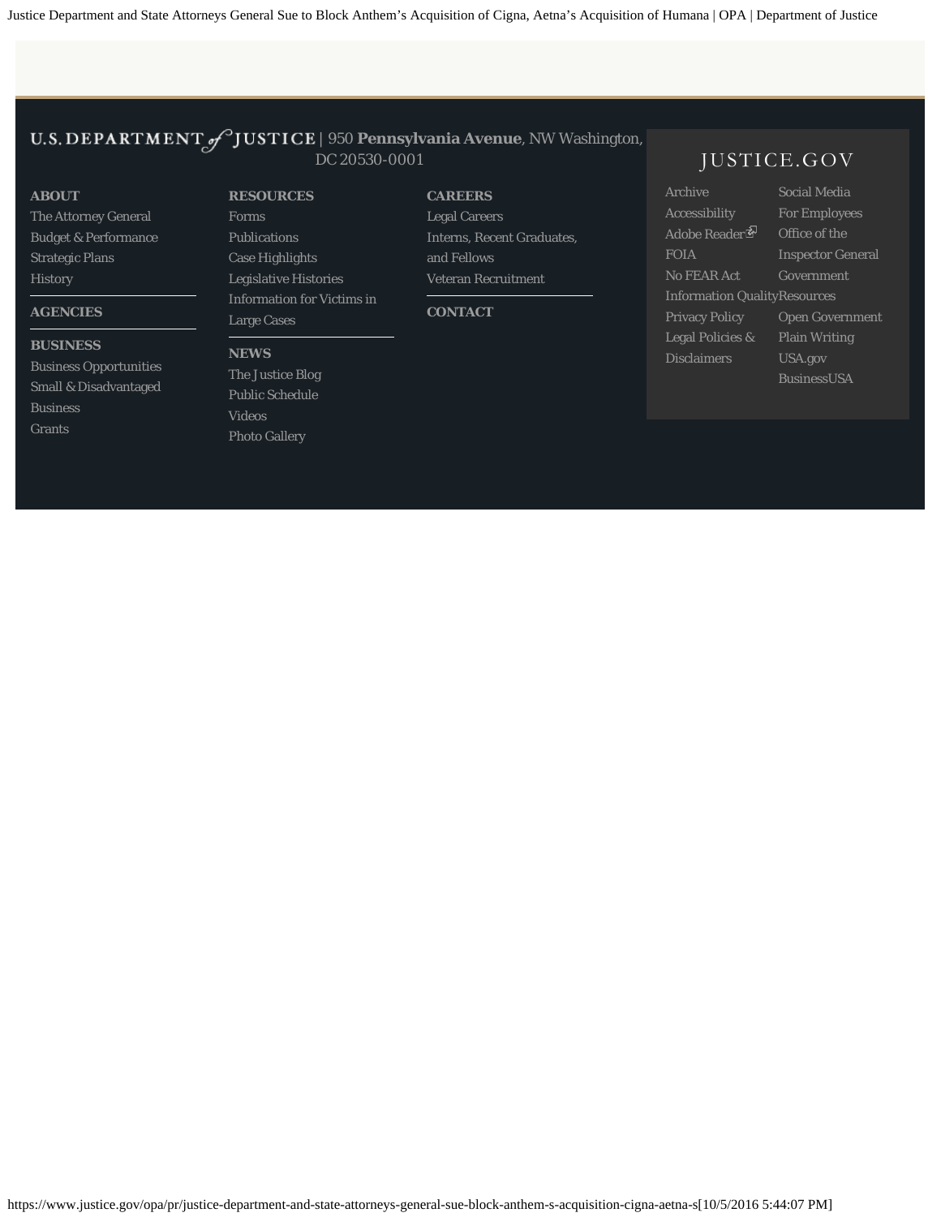U.S. DEPARTMENT of JUSTICE | 950 **Pennsylvania Avenue**, NW Washington, DC 20530-0001

**ABOUT**

The Attorney General
Budget & Performance
Strategic Plans
History

**AGENCIES**

**BUSINESS**

Business Opportunities
Small & Disadvantaged Business
Grants

**RESOURCES**

Forms
Publications
Case Highlights
Legislative Histories
Information for Victims in Large Cases

**NEWS**

The Justice Blog
Public Schedule
Videos
Photo Gallery

**CAREERS**

Legal Careers
Interns, Recent Graduates, and Fellows
Veteran Recruitment

**CONTACT**

JUSTICE.GOV

Archive
Accessibility
Adobe Reader
FOIA
No FEAR Act
Information Quality
Privacy Policy
Legal Policies & Disclaimers
Social Media
For Employees
Office of the Inspector General
Government Resources
Open Government
Plain Writing
USA.gov
BusinessUSA